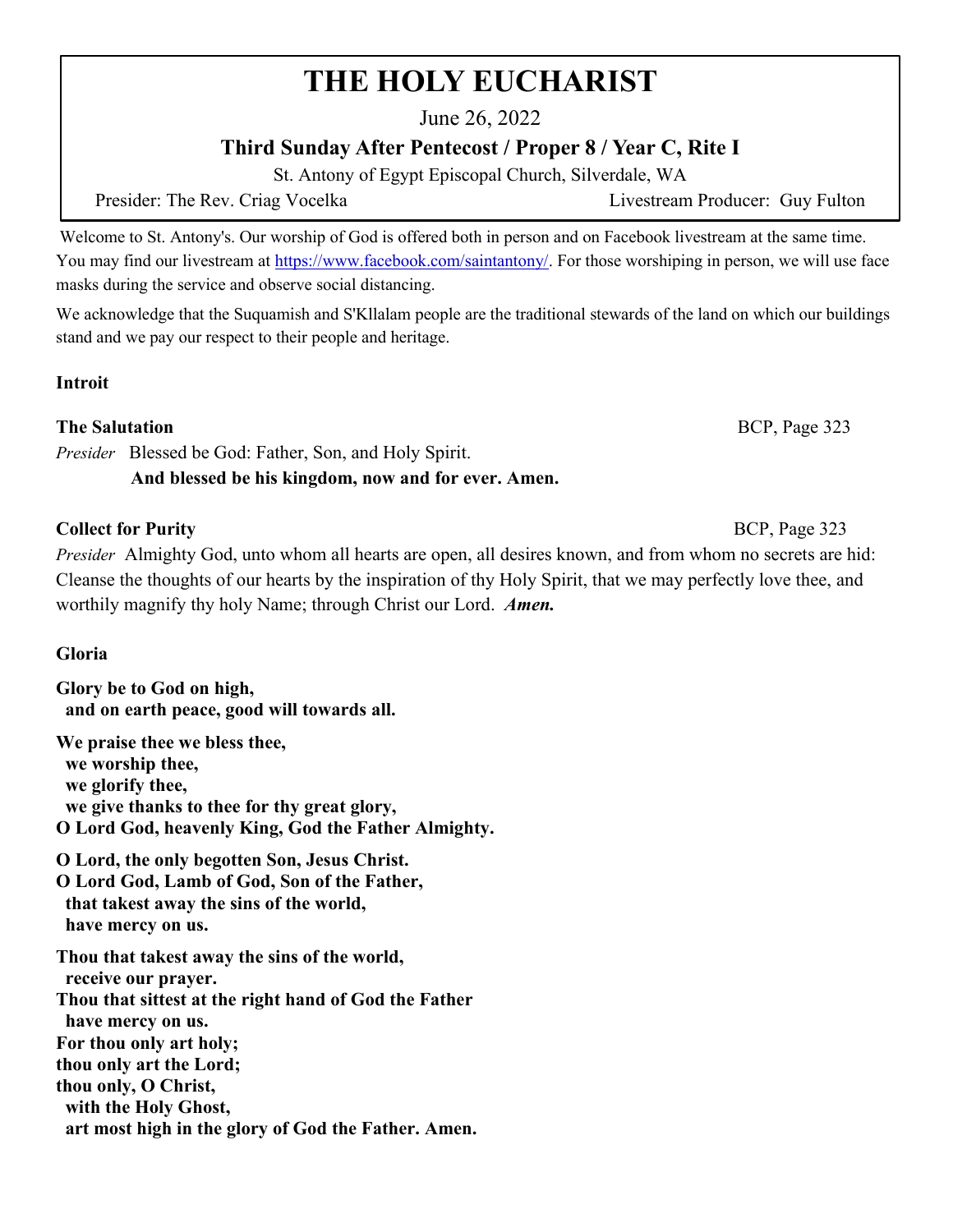# THE HOLY EUCHARIST

June 26, 2022

**Third Sunday After Pentecost / Proper 8 / Year C, Rite I**

St. Antony of Egypt Episcopal Church, Silverdale, WA

Presider: The Rev. Criag Vocelka — Livestream Producer: Guy Fulton

Welcome to St. Antony's. Our worship of God is offered both in person and on Facebook livestream at the same time. You may find our livestream at https://www.facebook.com/saintantony/. For those worshiping in person, we will use face masks during the service and observe social distancing.

We acknowledge that the Suquamish and S'Kllalam people are the traditional stewards of the land on which our buildings stand and we pay our respect to their people and heritage.

**Introit**

**The Salutation** — BCP, Page 323

*Presider* Blessed be God: Father, Son, and Holy Spirit.
**And blessed be his kingdom, now and for ever. Amen.**

**Collect for Purity** — BCP, Page 323

*Presider* Almighty God, unto whom all hearts are open, all desires known, and from whom no secrets are hid: Cleanse the thoughts of our hearts by the inspiration of thy Holy Spirit, that we may perfectly love thee, and worthily magnify thy holy Name; through Christ our Lord. ***Amen.***

**Gloria**

**Glory be to God on high,**
**and on earth peace, good will towards all.**

**We praise thee we bless thee,**
**we worship thee,**
**we glorify thee,**
**we give thanks to thee for thy great glory,**
**O Lord God, heavenly King, God the Father Almighty.**

**O Lord, the only begotten Son, Jesus Christ.**
**O Lord God, Lamb of God, Son of the Father,**
**that takest away the sins of the world,**
**have mercy on us.**

**Thou that takest away the sins of the world,**
**receive our prayer.**
**Thou that sittest at the right hand of God the Father**
**have mercy on us.**
**For thou only art holy;**
**thou only art the Lord;**
**thou only, O Christ,**
**with the Holy Ghost,**
**art most high in the glory of God the Father. Amen.**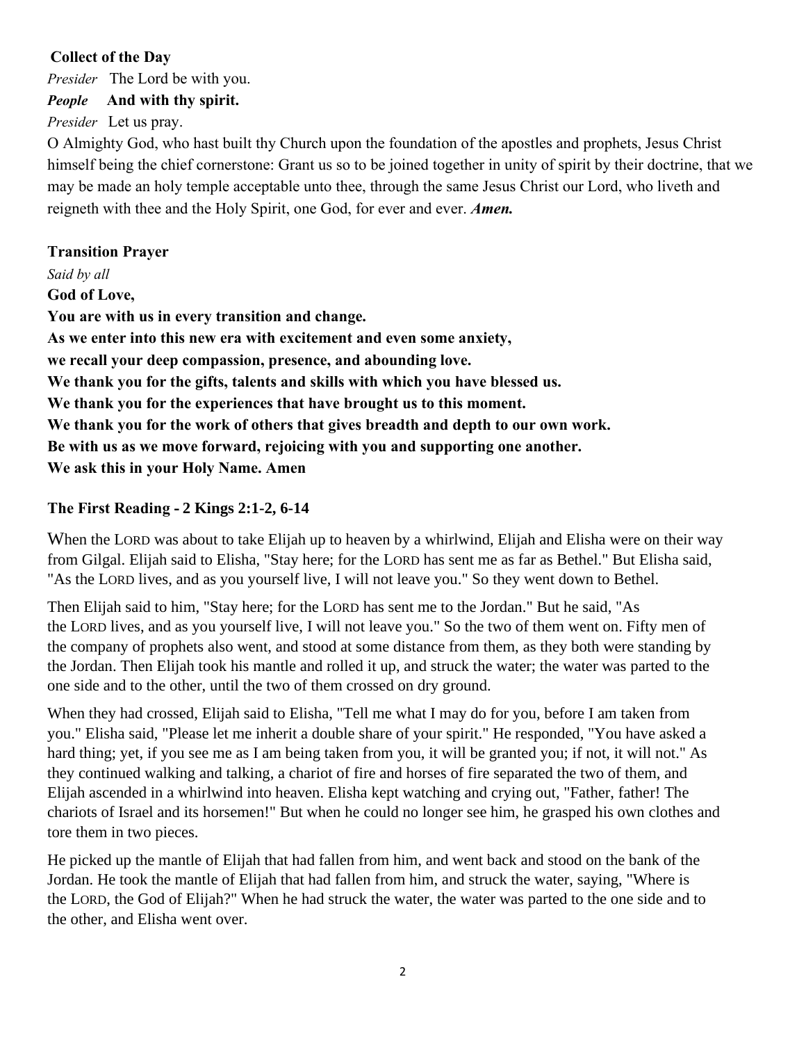**Collect of the Day**

*Presider* The Lord be with you.

***People*** **And with thy spirit.**

*Presider* Let us pray.

O Almighty God, who hast built thy Church upon the foundation of the apostles and prophets, Jesus Christ himself being the chief cornerstone: Grant us so to be joined together in unity of spirit by their doctrine, that we may be made an holy temple acceptable unto thee, through the same Jesus Christ our Lord, who liveth and reigneth with thee and the Holy Spirit, one God, for ever and ever. ***Amen.***

**Transition Prayer**

*Said by all*

**God of Love,**
**You are with us in every transition and change.**
**As we enter into this new era with excitement and even some anxiety,**
**we recall your deep compassion, presence, and abounding love.**
**We thank you for the gifts, talents and skills with which you have blessed us.**
**We thank you for the experiences that have brought us to this moment.**
**We thank you for the work of others that gives breadth and depth to our own work.**
**Be with us as we move forward, rejoicing with you and supporting one another.**
**We ask this in your Holy Name. Amen**

**The First Reading - 2 Kings 2:1-2, 6-14**

When the LORD was about to take Elijah up to heaven by a whirlwind, Elijah and Elisha were on their way from Gilgal. Elijah said to Elisha, "Stay here; for the LORD has sent me as far as Bethel." But Elisha said, "As the LORD lives, and as you yourself live, I will not leave you." So they went down to Bethel.

Then Elijah said to him, "Stay here; for the LORD has sent me to the Jordan." But he said, "As the LORD lives, and as you yourself live, I will not leave you." So the two of them went on. Fifty men of the company of prophets also went, and stood at some distance from them, as they both were standing by the Jordan. Then Elijah took his mantle and rolled it up, and struck the water; the water was parted to the one side and to the other, until the two of them crossed on dry ground.

When they had crossed, Elijah said to Elisha, "Tell me what I may do for you, before I am taken from you." Elisha said, "Please let me inherit a double share of your spirit." He responded, "You have asked a hard thing; yet, if you see me as I am being taken from you, it will be granted you; if not, it will not." As they continued walking and talking, a chariot of fire and horses of fire separated the two of them, and Elijah ascended in a whirlwind into heaven. Elisha kept watching and crying out, "Father, father! The chariots of Israel and its horsemen!" But when he could no longer see him, he grasped his own clothes and tore them in two pieces.

He picked up the mantle of Elijah that had fallen from him, and went back and stood on the bank of the Jordan. He took the mantle of Elijah that had fallen from him, and struck the water, saying, "Where is the LORD, the God of Elijah?" When he had struck the water, the water was parted to the one side and to the other, and Elisha went over.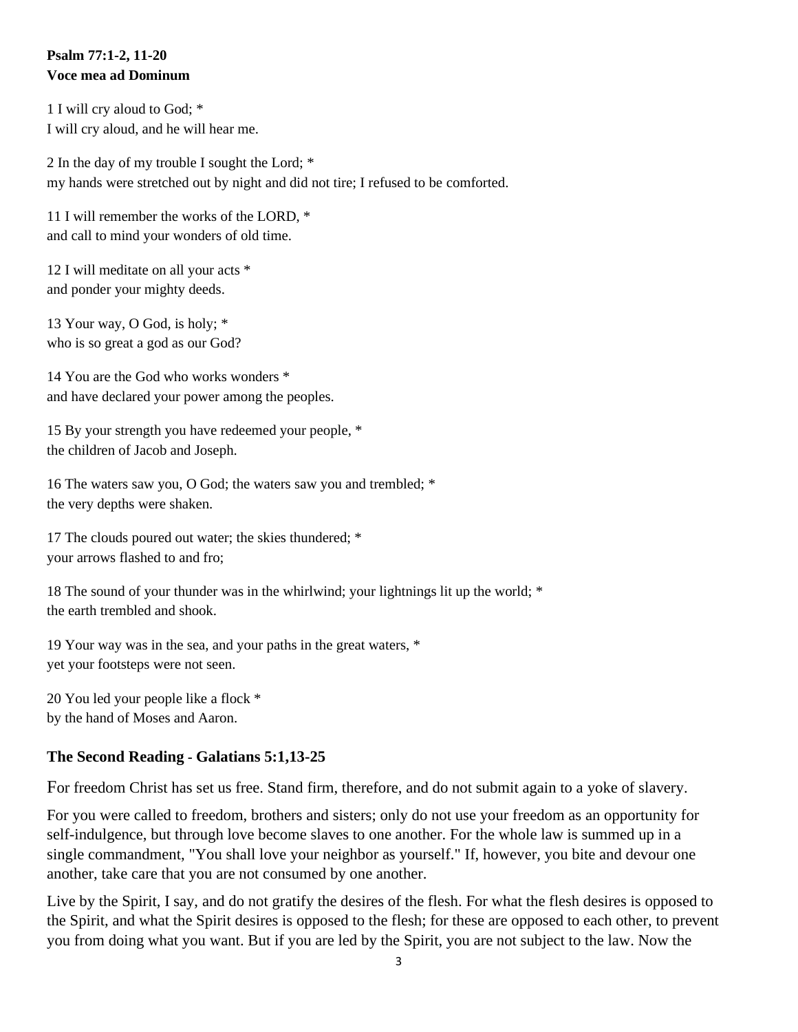**Psalm 77:1-2, 11-20**
**Voce mea ad Dominum**

1 I will cry aloud to God; *
I will cry aloud, and he will hear me.

2 In the day of my trouble I sought the Lord; *
my hands were stretched out by night and did not tire; I refused to be comforted.

11 I will remember the works of the LORD, *
and call to mind your wonders of old time.

12 I will meditate on all your acts *
and ponder your mighty deeds.

13 Your way, O God, is holy; *
who is so great a god as our God?

14 You are the God who works wonders *
and have declared your power among the peoples.

15 By your strength you have redeemed your people, *
the children of Jacob and Joseph.

16 The waters saw you, O God; the waters saw you and trembled; *
the very depths were shaken.

17 The clouds poured out water; the skies thundered; *
your arrows flashed to and fro;

18 The sound of your thunder was in the whirlwind; your lightnings lit up the world; *
the earth trembled and shook.

19 Your way was in the sea, and your paths in the great waters, *
yet your footsteps were not seen.

20 You led your people like a flock *
by the hand of Moses and Aaron.

## The Second Reading - Galatians 5:1,13-25

For freedom Christ has set us free. Stand firm, therefore, and do not submit again to a yoke of slavery.

For you were called to freedom, brothers and sisters; only do not use your freedom as an opportunity for self-indulgence, but through love become slaves to one another. For the whole law is summed up in a single commandment, "You shall love your neighbor as yourself." If, however, you bite and devour one another, take care that you are not consumed by one another.

Live by the Spirit, I say, and do not gratify the desires of the flesh. For what the flesh desires is opposed to the Spirit, and what the Spirit desires is opposed to the flesh; for these are opposed to each other, to prevent you from doing what you want. But if you are led by the Spirit, you are not subject to the law. Now the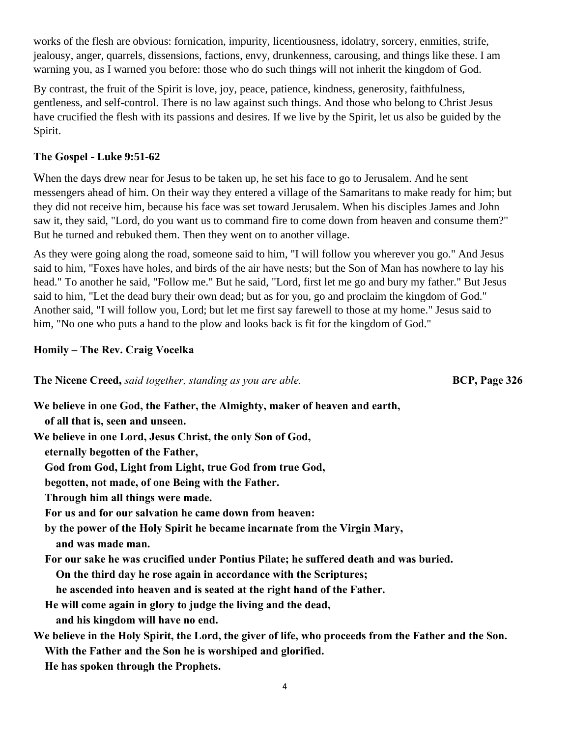works of the flesh are obvious: fornication, impurity, licentiousness, idolatry, sorcery, enmities, strife, jealousy, anger, quarrels, dissensions, factions, envy, drunkenness, carousing, and things like these. I am warning you, as I warned you before: those who do such things will not inherit the kingdom of God.

By contrast, the fruit of the Spirit is love, joy, peace, patience, kindness, generosity, faithfulness, gentleness, and self-control. There is no law against such things. And those who belong to Christ Jesus have crucified the flesh with its passions and desires. If we live by the Spirit, let us also be guided by the Spirit.

**The Gospel - Luke 9:51-62**

When the days drew near for Jesus to be taken up, he set his face to go to Jerusalem. And he sent messengers ahead of him. On their way they entered a village of the Samaritans to make ready for him; but they did not receive him, because his face was set toward Jerusalem. When his disciples James and John saw it, they said, "Lord, do you want us to command fire to come down from heaven and consume them?" But he turned and rebuked them. Then they went on to another village.

As they were going along the road, someone said to him, "I will follow you wherever you go." And Jesus said to him, "Foxes have holes, and birds of the air have nests; but the Son of Man has nowhere to lay his head." To another he said, "Follow me." But he said, "Lord, first let me go and bury my father." But Jesus said to him, "Let the dead bury their own dead; but as for you, go and proclaim the kingdom of God." Another said, "I will follow you, Lord; but let me first say farewell to those at my home." Jesus said to him, "No one who puts a hand to the plow and looks back is fit for the kingdom of God."

**Homily – The Rev. Craig Vocelka**

**The Nicene Creed,** *said together, standing as you are able.* **BCP, Page 326**

**We believe in one God, the Father, the Almighty, maker of heaven and earth,**
**of all that is, seen and unseen.**
**We believe in one Lord, Jesus Christ, the only Son of God,**
**eternally begotten of the Father,**
**God from God, Light from Light, true God from true God,**
**begotten, not made, of one Being with the Father.**
**Through him all things were made.**
**For us and for our salvation he came down from heaven:**
**by the power of the Holy Spirit he became incarnate from the Virgin Mary,**
**and was made man.**
**For our sake he was crucified under Pontius Pilate; he suffered death and was buried.**
**On the third day he rose again in accordance with the Scriptures;**
**he ascended into heaven and is seated at the right hand of the Father.**
**He will come again in glory to judge the living and the dead,**
**and his kingdom will have no end.**
**We believe in the Holy Spirit, the Lord, the giver of life, who proceeds from the Father and the Son.**
**With the Father and the Son he is worshiped and glorified.**
**He has spoken through the Prophets.**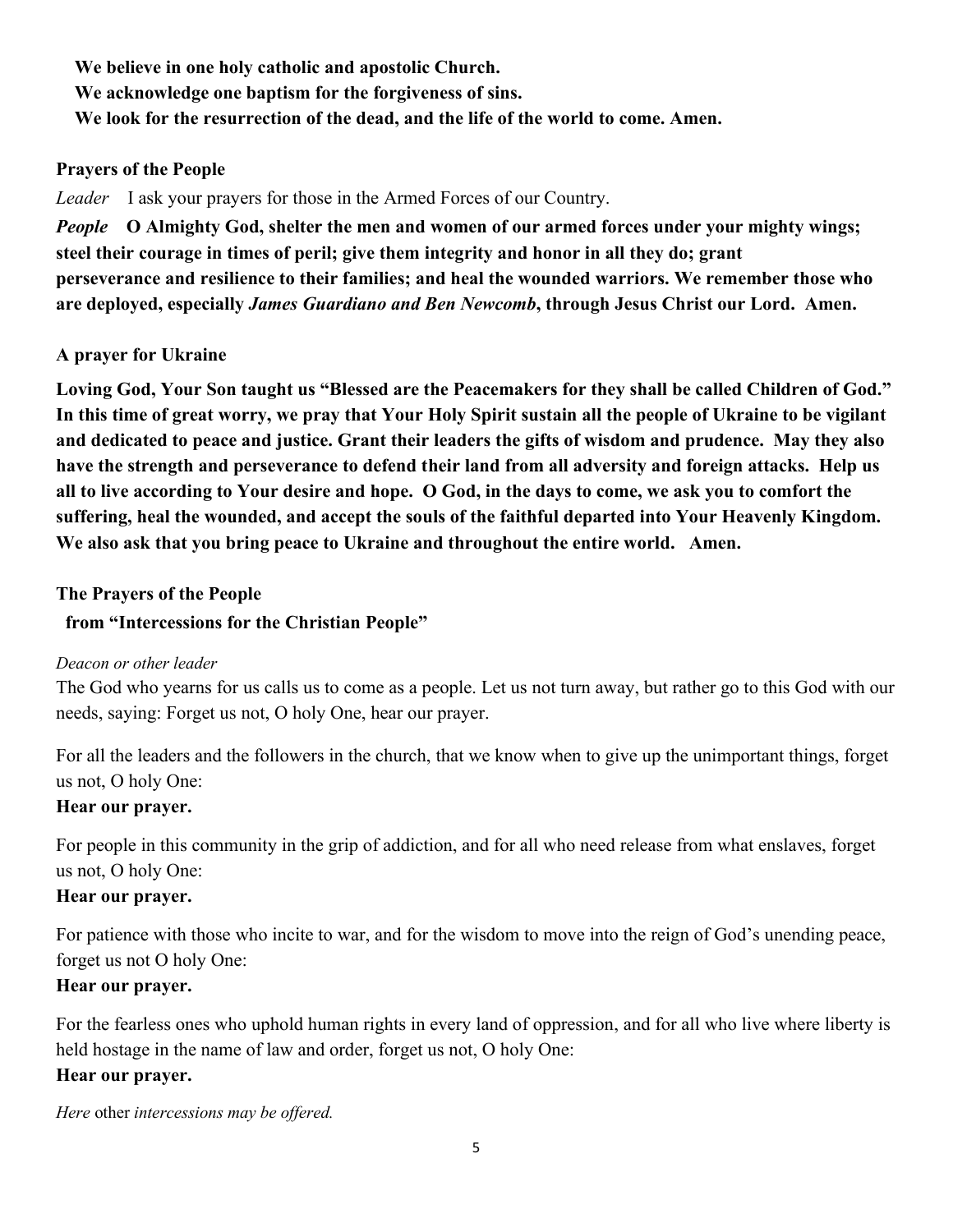**We believe in one holy catholic and apostolic Church.**
**We acknowledge one baptism for the forgiveness of sins.**
**We look for the resurrection of the dead, and the life of the world to come. Amen.**

**Prayers of the People**

*Leader* I ask your prayers for those in the Armed Forces of our Country.

***People*** **O Almighty God, shelter the men and women of our armed forces under your mighty wings; steel their courage in times of peril; give them integrity and honor in all they do; grant perseverance and resilience to their families; and heal the wounded warriors. We remember those who are deployed, especially *James Guardiano and Ben Newcomb*, through Jesus Christ our Lord. Amen.**

**A prayer for Ukraine**

**Loving God, Your Son taught us "Blessed are the Peacemakers for they shall be called Children of God." In this time of great worry, we pray that Your Holy Spirit sustain all the people of Ukraine to be vigilant and dedicated to peace and justice. Grant their leaders the gifts of wisdom and prudence. May they also have the strength and perseverance to defend their land from all adversity and foreign attacks. Help us all to live according to Your desire and hope. O God, in the days to come, we ask you to comfort the suffering, heal the wounded, and accept the souls of the faithful departed into Your Heavenly Kingdom. We also ask that you bring peace to Ukraine and throughout the entire world. Amen.**

**The Prayers of the People**
**from "Intercessions for the Christian People"**

*Deacon or other leader*
The God who yearns for us calls us to come as a people. Let us not turn away, but rather go to this God with our needs, saying: Forget us not, O holy One, hear our prayer.

For all the leaders and the followers in the church, that we know when to give up the unimportant things, forget us not, O holy One:
**Hear our prayer.**

For people in this community in the grip of addiction, and for all who need release from what enslaves, forget us not, O holy One:
**Hear our prayer.**

For patience with those who incite to war, and for the wisdom to move into the reign of God's unending peace, forget us not O holy One:
**Hear our prayer.**

For the fearless ones who uphold human rights in every land of oppression, and for all who live where liberty is held hostage in the name of law and order, forget us not, O holy One:
**Hear our prayer.**

*Here* other *intercessions may be offered.*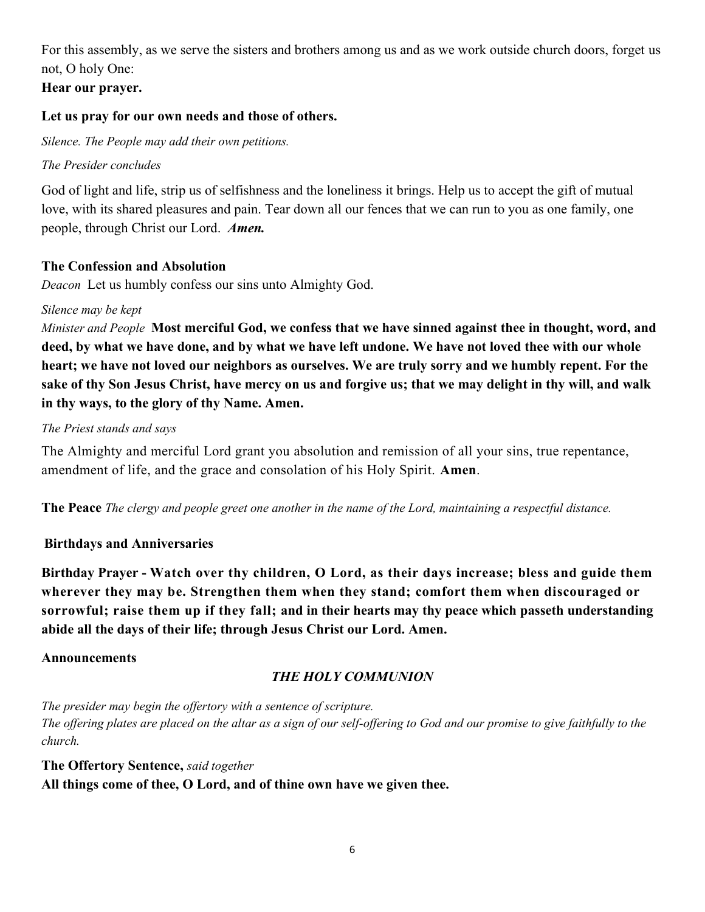For this assembly, as we serve the sisters and brothers among us and as we work outside church doors, forget us not, O holy One:
**Hear our prayer.**

**Let us pray for our own needs and those of others.**

*Silence. The People may add their own petitions.*

*The Presider concludes*

God of light and life, strip us of selfishness and the loneliness it brings. Help us to accept the gift of mutual love, with its shared pleasures and pain. Tear down all our fences that we can run to you as one family, one people, through Christ our Lord. ***Amen.***

**The Confession and Absolution**

*Deacon* Let us humbly confess our sins unto Almighty God.

*Silence may be kept*

*Minister and People* **Most merciful God, we confess that we have sinned against thee in thought, word, and deed, by what we have done, and by what we have left undone. We have not loved thee with our whole heart; we have not loved our neighbors as ourselves. We are truly sorry and we humbly repent. For the sake of thy Son Jesus Christ, have mercy on us and forgive us; that we may delight in thy will, and walk in thy ways, to the glory of thy Name. Amen.**

*The Priest stands and says*

The Almighty and merciful Lord grant you absolution and remission of all your sins, true repentance, amendment of life, and the grace and consolation of his Holy Spirit. **Amen**.

**The Peace** *The clergy and people greet one another in the name of the Lord, maintaining a respectful distance.*

**Birthdays and Anniversaries**

**Birthday Prayer - Watch over thy children, O Lord, as their days increase; bless and guide them wherever they may be. Strengthen them when they stand; comfort them when discouraged or sorrowful; raise them up if they fall; and in their hearts may thy peace which passeth understanding abide all the days of their life; through Jesus Christ our Lord. Amen.**

**Announcements**

## *THE HOLY COMMUNION*

*The presider may begin the offertory with a sentence of scripture.*
*The offering plates are placed on the altar as a sign of our self-offering to God and our promise to give faithfully to the church.*

**The Offertory Sentence,** *said together*
**All things come of thee, O Lord, and of thine own have we given thee.**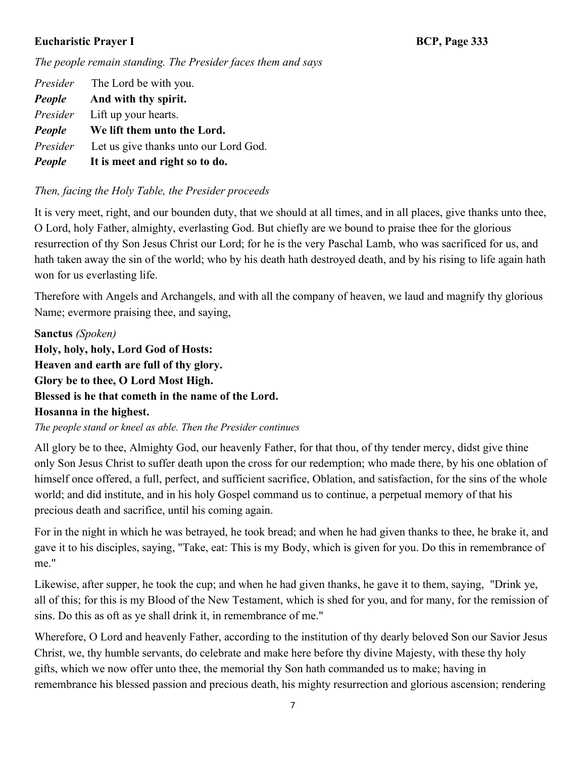**Eucharistic Prayer I** **BCP, Page 333**

*The people remain standing. The Presider faces them and says*

*Presider* The Lord be with you.
***People*** **And with thy spirit.**
*Presider* Lift up your hearts.
***People*** **We lift them unto the Lord.**
*Presider* Let us give thanks unto our Lord God.
***People*** **It is meet and right so to do.**

*Then, facing the Holy Table, the Presider proceeds*

It is very meet, right, and our bounden duty, that we should at all times, and in all places, give thanks unto thee, O Lord, holy Father, almighty, everlasting God. But chiefly are we bound to praise thee for the glorious resurrection of thy Son Jesus Christ our Lord; for he is the very Paschal Lamb, who was sacrificed for us, and hath taken away the sin of the world; who by his death hath destroyed death, and by his rising to life again hath won for us everlasting life.

Therefore with Angels and Archangels, and with all the company of heaven, we laud and magnify thy glorious Name; evermore praising thee, and saying,

**Sanctus** *(Spoken)*
**Holy, holy, holy, Lord God of Hosts:**
**Heaven and earth are full of thy glory.**
**Glory be to thee, O Lord Most High.**
**Blessed is he that cometh in the name of the Lord.**
**Hosanna in the highest.**
*The people stand or kneel as able. Then the Presider continues*

All glory be to thee, Almighty God, our heavenly Father, for that thou, of thy tender mercy, didst give thine only Son Jesus Christ to suffer death upon the cross for our redemption; who made there, by his one oblation of himself once offered, a full, perfect, and sufficient sacrifice, Oblation, and satisfaction, for the sins of the whole world; and did institute, and in his holy Gospel command us to continue, a perpetual memory of that his precious death and sacrifice, until his coming again.

For in the night in which he was betrayed, he took bread; and when he had given thanks to thee, he brake it, and gave it to his disciples, saying, "Take, eat: This is my Body, which is given for you. Do this in remembrance of me."

Likewise, after supper, he took the cup; and when he had given thanks, he gave it to them, saying, "Drink ye, all of this; for this is my Blood of the New Testament, which is shed for you, and for many, for the remission of sins. Do this as oft as ye shall drink it, in remembrance of me."

Wherefore, O Lord and heavenly Father, according to the institution of thy dearly beloved Son our Savior Jesus Christ, we, thy humble servants, do celebrate and make here before thy divine Majesty, with these thy holy gifts, which we now offer unto thee, the memorial thy Son hath commanded us to make; having in remembrance his blessed passion and precious death, his mighty resurrection and glorious ascension; rendering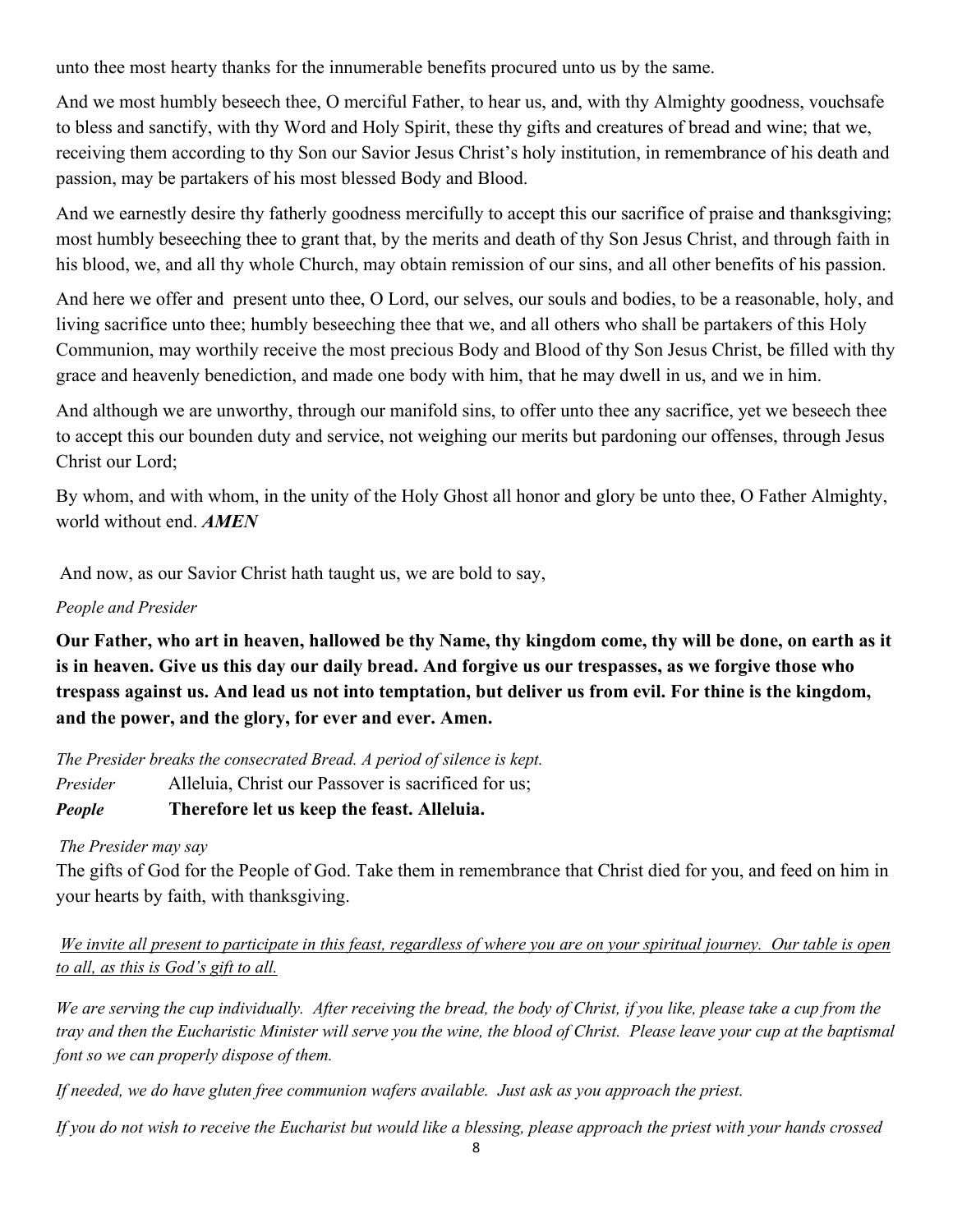unto thee most hearty thanks for the innumerable benefits procured unto us by the same.

And we most humbly beseech thee, O merciful Father, to hear us, and, with thy Almighty goodness, vouchsafe to bless and sanctify, with thy Word and Holy Spirit, these thy gifts and creatures of bread and wine; that we, receiving them according to thy Son our Savior Jesus Christ's holy institution, in remembrance of his death and passion, may be partakers of his most blessed Body and Blood.

And we earnestly desire thy fatherly goodness mercifully to accept this our sacrifice of praise and thanksgiving; most humbly beseeching thee to grant that, by the merits and death of thy Son Jesus Christ, and through faith in his blood, we, and all thy whole Church, may obtain remission of our sins, and all other benefits of his passion.

And here we offer and present unto thee, O Lord, our selves, our souls and bodies, to be a reasonable, holy, and living sacrifice unto thee; humbly beseeching thee that we, and all others who shall be partakers of this Holy Communion, may worthily receive the most precious Body and Blood of thy Son Jesus Christ, be filled with thy grace and heavenly benediction, and made one body with him, that he may dwell in us, and we in him.

And although we are unworthy, through our manifold sins, to offer unto thee any sacrifice, yet we beseech thee to accept this our bounden duty and service, not weighing our merits but pardoning our offenses, through Jesus Christ our Lord;

By whom, and with whom, in the unity of the Holy Ghost all honor and glory be unto thee, O Father Almighty, world without end. ***AMEN***

And now, as our Savior Christ hath taught us, we are bold to say,

*People and Presider*

**Our Father, who art in heaven, hallowed be thy Name, thy kingdom come, thy will be done, on earth as it is in heaven. Give us this day our daily bread. And forgive us our trespasses, as we forgive those who trespass against us. And lead us not into temptation, but deliver us from evil. For thine is the kingdom, and the power, and the glory, for ever and ever. Amen.**

*The Presider breaks the consecrated Bread. A period of silence is kept.*

*Presider* Alleluia, Christ our Passover is sacrificed for us;

***People*** **Therefore let us keep the feast. Alleluia.**

*The Presider may say*

The gifts of God for the People of God. Take them in remembrance that Christ died for you, and feed on him in your hearts by faith, with thanksgiving.

*We invite all present to participate in this feast, regardless of where you are on your spiritual journey. Our table is open to all, as this is God's gift to all.*

*We are serving the cup individually. After receiving the bread, the body of Christ, if you like, please take a cup from the tray and then the Eucharistic Minister will serve you the wine, the blood of Christ. Please leave your cup at the baptismal font so we can properly dispose of them.*

*If needed, we do have gluten free communion wafers available. Just ask as you approach the priest.*

*If you do not wish to receive the Eucharist but would like a blessing, please approach the priest with your hands crossed*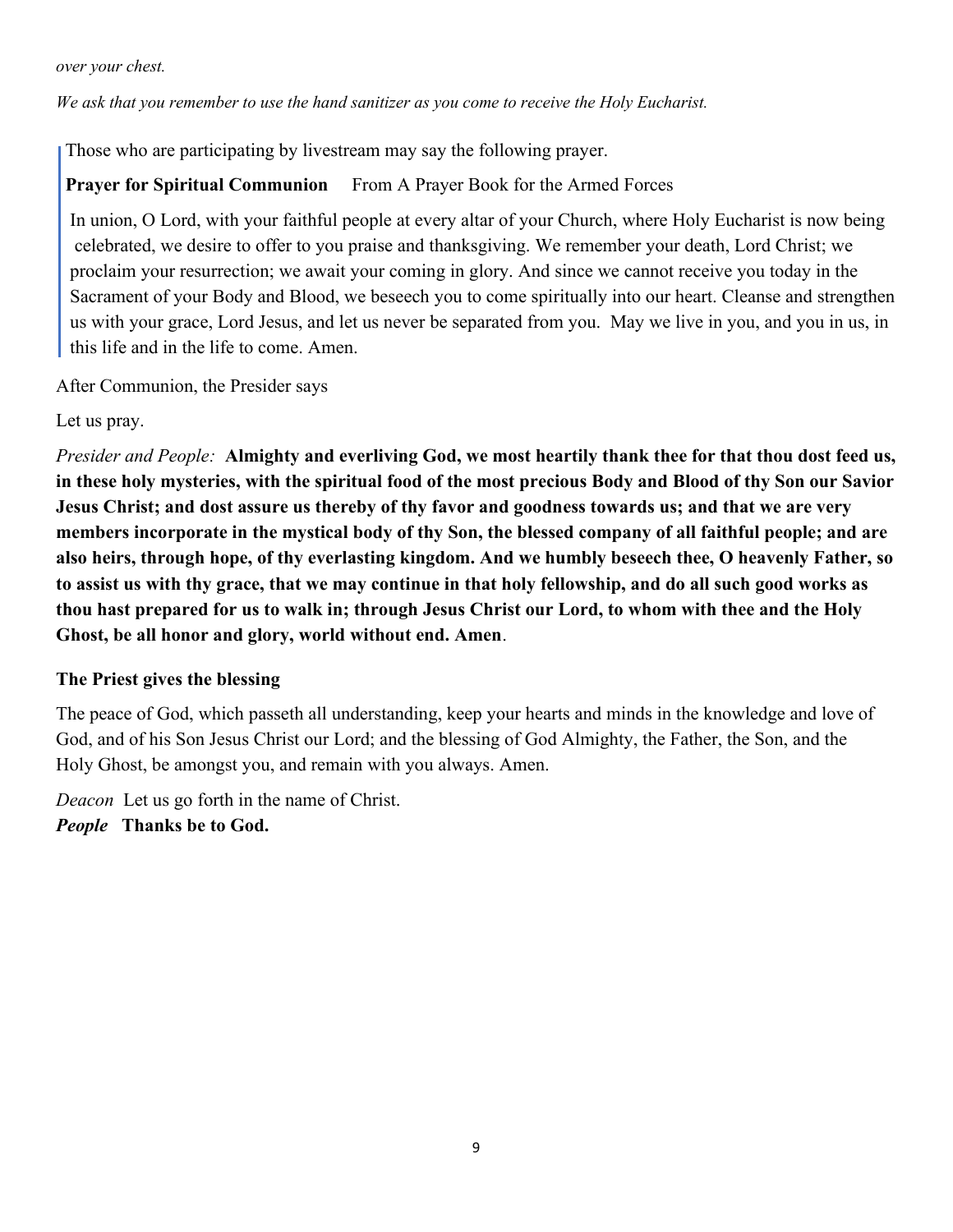*over your chest.*

*We ask that you remember to use the hand sanitizer as you come to receive the Holy Eucharist.*

> Those who are participating by livestream may say the following prayer.
>
> **Prayer for Spiritual Communion** From A Prayer Book for the Armed Forces
>
> In union, O Lord, with your faithful people at every altar of your Church, where Holy Eucharist is now being celebrated, we desire to offer to you praise and thanksgiving. We remember your death, Lord Christ; we proclaim your resurrection; we await your coming in glory. And since we cannot receive you today in the Sacrament of your Body and Blood, we beseech you to come spiritually into our heart. Cleanse and strengthen us with your grace, Lord Jesus, and let us never be separated from you. May we live in you, and you in us, in this life and in the life to come. Amen.

After Communion, the Presider says

Let us pray.

*Presider and People:* **Almighty and everliving God, we most heartily thank thee for that thou dost feed us, in these holy mysteries, with the spiritual food of the most precious Body and Blood of thy Son our Savior Jesus Christ; and dost assure us thereby of thy favor and goodness towards us; and that we are very members incorporate in the mystical body of thy Son, the blessed company of all faithful people; and are also heirs, through hope, of thy everlasting kingdom. And we humbly beseech thee, O heavenly Father, so to assist us with thy grace, that we may continue in that holy fellowship, and do all such good works as thou hast prepared for us to walk in; through Jesus Christ our Lord, to whom with thee and the Holy Ghost, be all honor and glory, world without end. Amen**.

**The Priest gives the blessing**

The peace of God, which passeth all understanding, keep your hearts and minds in the knowledge and love of God, and of his Son Jesus Christ our Lord; and the blessing of God Almighty, the Father, the Son, and the Holy Ghost, be amongst you, and remain with you always. Amen.

*Deacon* Let us go forth in the name of Christ.
***People*** **Thanks be to God.**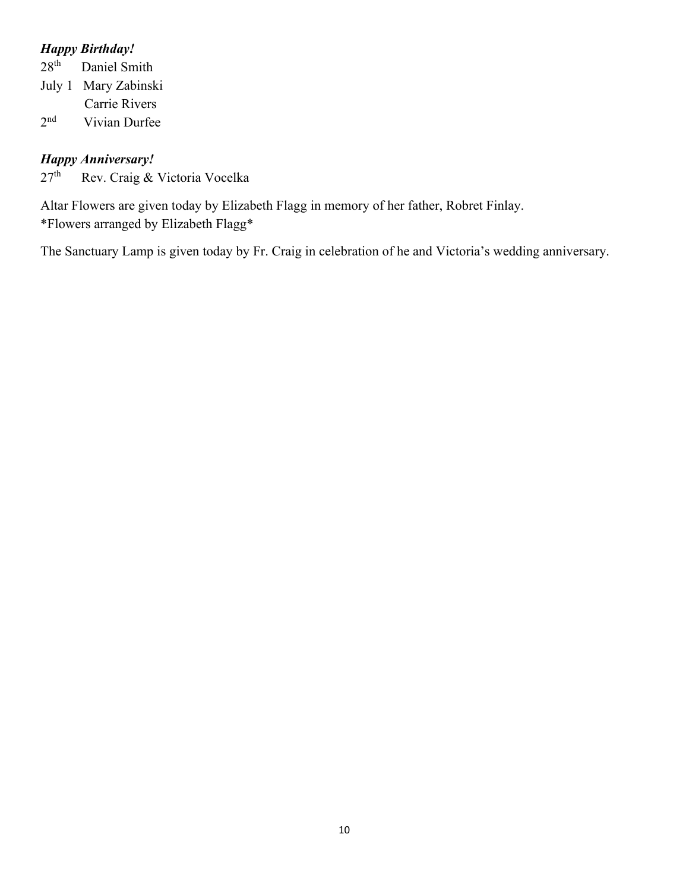***Happy Birthday!***

28th Daniel Smith
July 1 Mary Zabinski
Carrie Rivers
2nd Vivian Durfee

***Happy Anniversary!***

27th Rev. Craig & Victoria Vocelka

Altar Flowers are given today by Elizabeth Flagg in memory of her father, Robret Finlay.
*Flowers arranged by Elizabeth Flagg*

The Sanctuary Lamp is given today by Fr. Craig in celebration of he and Victoria's wedding anniversary.